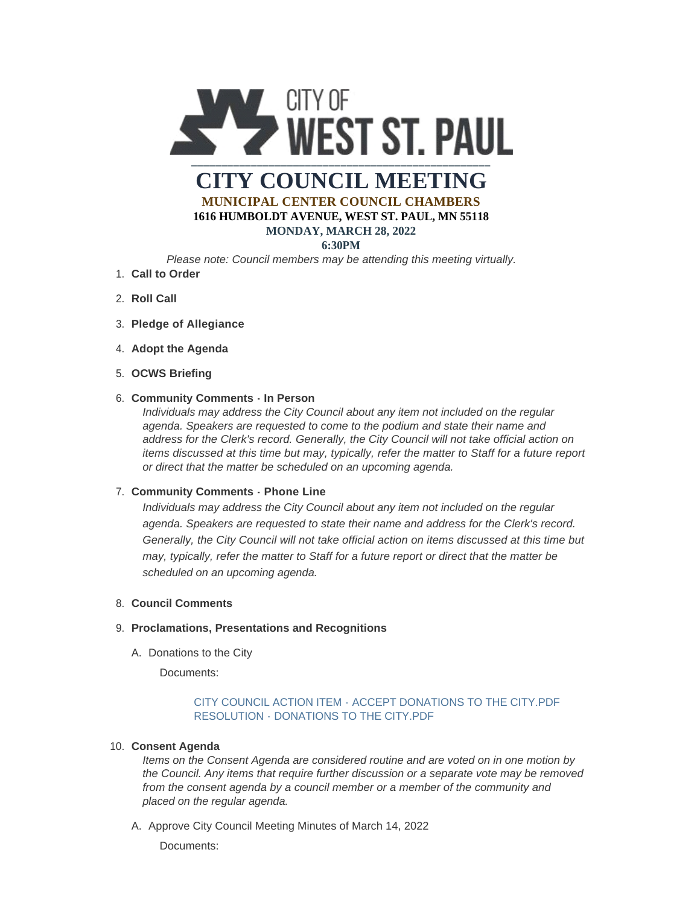CITY OF WEST ST. PAUL

# CITY COUNCIL MEETING

**MUNICIPAL CENTER COUNCIL CHAMBERS**

**1616 HUMBOLDT AVENUE, WEST ST. PAUL, MN 55118**

**MONDAY, MARCH 28, 2022**

**6:30PM**

*Please note: Council members may be attending this meeting virtually.*

1. **Call to Order**
2. **Roll Call**
3. **Pledge of Allegiance**
4. **Adopt the Agenda**
5. **OCWS Briefing**
6. **Community Comments - In Person**

   *Individuals may address the City Council about any item not included on the regular agenda. Speakers are requested to come to the podium and state their name and address for the Clerk's record. Generally, the City Council will not take official action on items discussed at this time but may, typically, refer the matter to Staff for a future report or direct that the matter be scheduled on an upcoming agenda.*

7. **Community Comments - Phone Line**

   *Individuals may address the City Council about any item not included on the regular agenda. Speakers are requested to state their name and address for the Clerk's record. Generally, the City Council will not take official action on items discussed at this time but may, typically, refer the matter to Staff for a future report or direct that the matter be scheduled on an upcoming agenda.*

8. **Council Comments**
9. **Proclamations, Presentations and Recognitions**

   A. Donations to the City

      Documents:

      CITY COUNCIL ACTION ITEM - ACCEPT DONATIONS TO THE CITY.PDF
      RESOLUTION - DONATIONS TO THE CITY.PDF

10. **Consent Agenda**

    *Items on the Consent Agenda are considered routine and are voted on in one motion by the Council. Any items that require further discussion or a separate vote may be removed from the consent agenda by a council member or a member of the community and placed on the regular agenda.*

    A. Approve City Council Meeting Minutes of March 14, 2022

       Documents: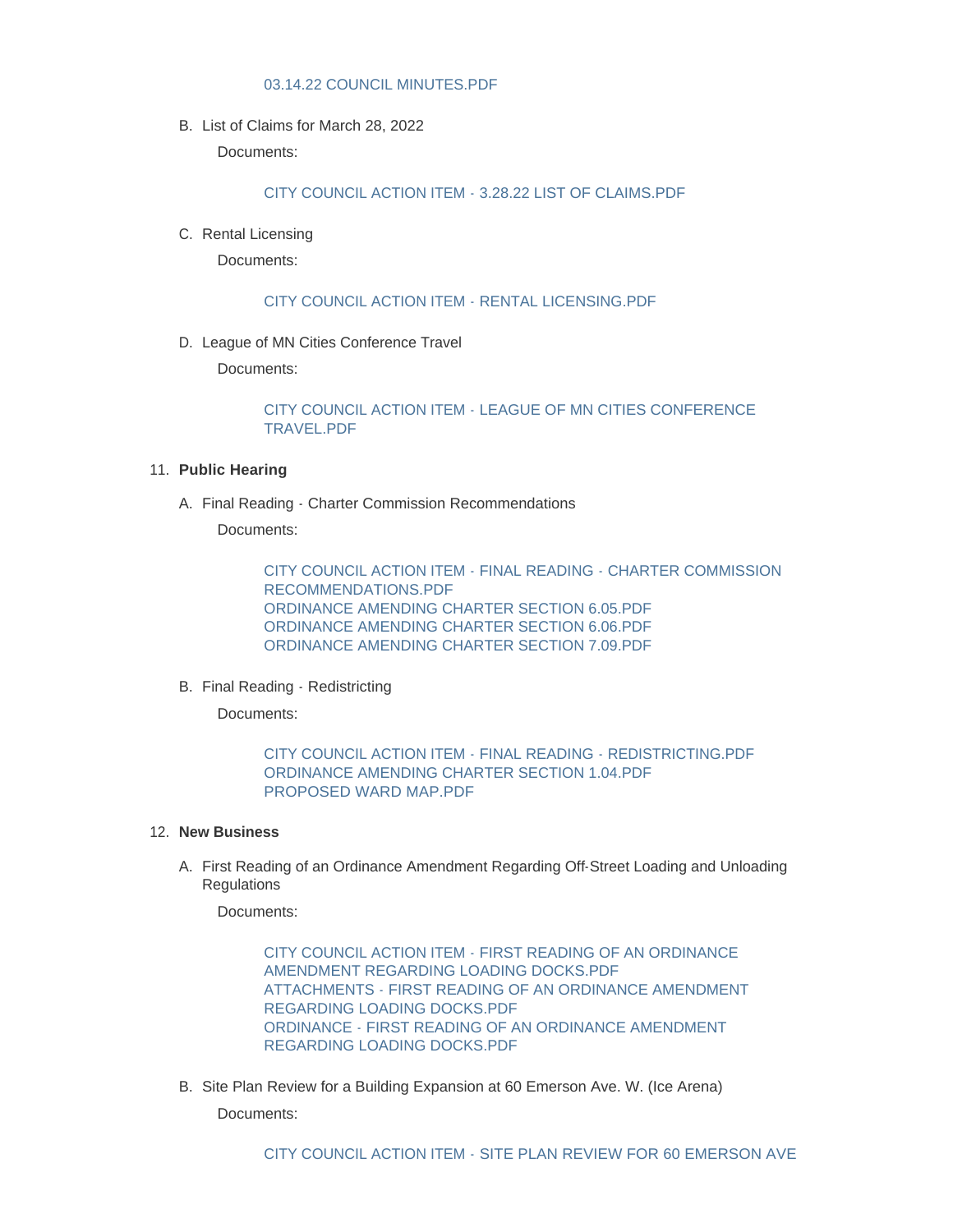03.14.22 COUNCIL MINUTES.PDF

B. List of Claims for March 28, 2022

Documents:

CITY COUNCIL ACTION ITEM - 3.28.22 LIST OF CLAIMS.PDF

C. Rental Licensing

Documents:

CITY COUNCIL ACTION ITEM - RENTAL LICENSING.PDF

D. League of MN Cities Conference Travel

Documents:

CITY COUNCIL ACTION ITEM - LEAGUE OF MN CITIES CONFERENCE TRAVEL.PDF

11. **Public Hearing**

A. Final Reading - Charter Commission Recommendations

Documents:

CITY COUNCIL ACTION ITEM - FINAL READING - CHARTER COMMISSION RECOMMENDATIONS.PDF
ORDINANCE AMENDING CHARTER SECTION 6.05.PDF
ORDINANCE AMENDING CHARTER SECTION 6.06.PDF
ORDINANCE AMENDING CHARTER SECTION 7.09.PDF

B. Final Reading - Redistricting

Documents:

CITY COUNCIL ACTION ITEM - FINAL READING - REDISTRICTING.PDF
ORDINANCE AMENDING CHARTER SECTION 1.04.PDF
PROPOSED WARD MAP.PDF

12. **New Business**

A. First Reading of an Ordinance Amendment Regarding Off-Street Loading and Unloading Regulations

Documents:

CITY COUNCIL ACTION ITEM - FIRST READING OF AN ORDINANCE AMENDMENT REGARDING LOADING DOCKS.PDF
ATTACHMENTS - FIRST READING OF AN ORDINANCE AMENDMENT REGARDING LOADING DOCKS.PDF
ORDINANCE - FIRST READING OF AN ORDINANCE AMENDMENT REGARDING LOADING DOCKS.PDF

B. Site Plan Review for a Building Expansion at 60 Emerson Ave. W. (Ice Arena)

Documents:

CITY COUNCIL ACTION ITEM - SITE PLAN REVIEW FOR 60 EMERSON AVE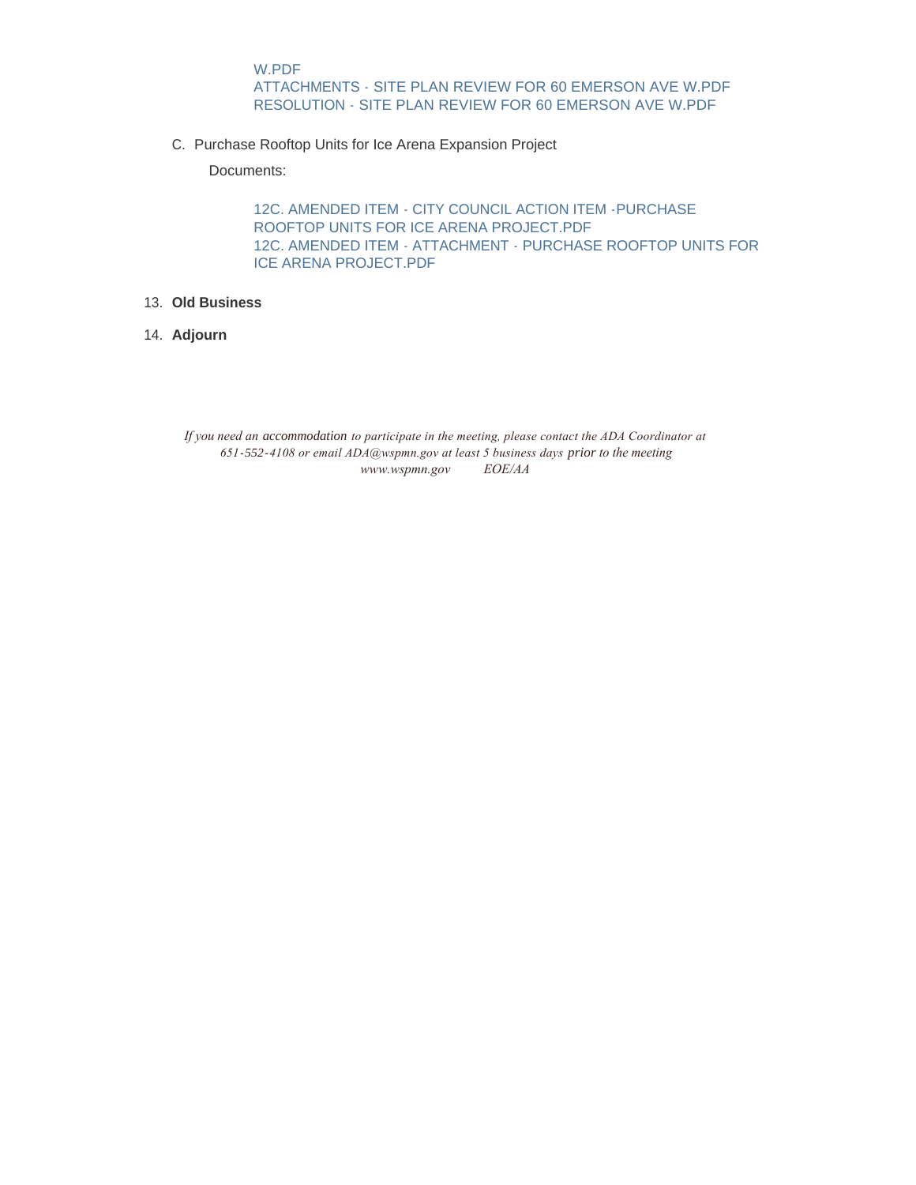W.PDF
ATTACHMENTS - SITE PLAN REVIEW FOR 60 EMERSON AVE W.PDF
RESOLUTION - SITE PLAN REVIEW FOR 60 EMERSON AVE W.PDF

C. Purchase Rooftop Units for Ice Arena Expansion Project

Documents:

12C. AMENDED ITEM - CITY COUNCIL ACTION ITEM -PURCHASE ROOFTOP UNITS FOR ICE ARENA PROJECT.PDF
12C. AMENDED ITEM - ATTACHMENT - PURCHASE ROOFTOP UNITS FOR ICE ARENA PROJECT.PDF

13. **Old Business**

14. **Adjourn**

*If you need an accommodation to participate in the meeting, please contact the ADA Coordinator at 651-552-4108 or email ADA@wspmn.gov at least 5 business days prior to the meeting*
*www.wspmn.gov EOE/AA*